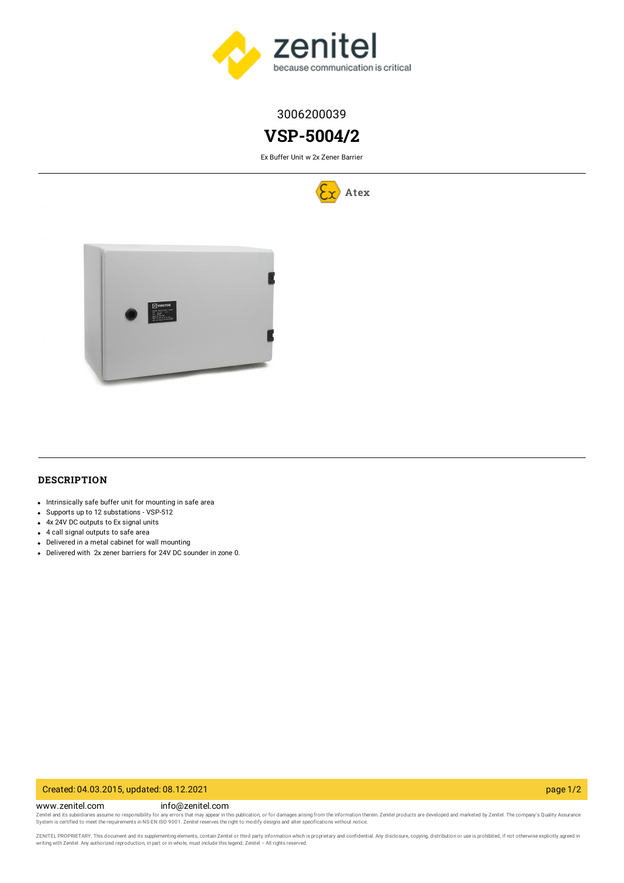3006200039

# VSP-5004/2

Ex Buffer Unit w 2x Zener Barrier

Atex

## DESCRIPTION

- Intrinsically safe buffer unit for mounting in safe area
- Supports up to 12 substations - VSP-512
- 4x 24V DC outputs to Ex signal units
- 4 call signal outputs to safe area
- Delivered in a metal cabinet for wall mounting
- Delivered with 2x zener barriers for 24V DC sounder in zone 0.

Created: 04.03.2015, updated: 08.12.2021

www.zenitel.com info@zenitel.com

Zenitel and its subsidiaries assume no responsibility for any errors that may appear in this publication, or for damages arising from the information therein. Zenitel products are developed and marketed by Zenitel. The company's Quality Assurance System is certified to meet the requirements in NS-EN ISO 9001. Zenitel reserves the right to modify designs and alter specifications without notice.

ZENITEL PROPRIETARY. This document and its supplementing elements, contain Zenitel or third party information which is proprietary and confidential. Any disclosure, copying, distribution or use is prohibited, if not otherwise explicitly agreed in writing with Zenitel. Any authorized reproduction, in part or in whole, must include this legend; Zenitel – All rights reserved.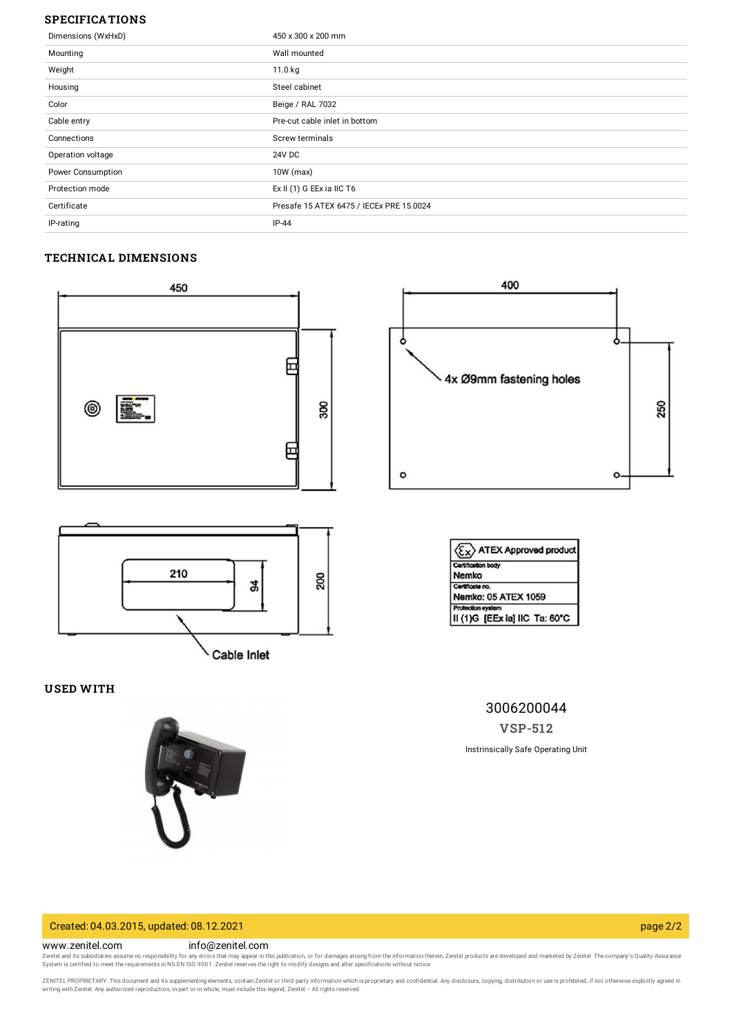## SPECIFICATIONS

| | |
|---|---|
| Dimensions (WxHxD) | 450 x 300 x 200 mm |
| Mounting | Wall mounted |
| Weight | 11.0 kg |
| Housing | Steel cabinet |
| Color | Beige / RAL 7032 |
| Cable entry | Pre-cut cable inlet in bottom |
| Connections | Screw terminals |
| Operation voltage | 24V DC |
| Power Consumption | 10W (max) |
| Protection mode | Ex II (1) G EEx ia IIC T6 |
| Certificate | Presafe 15 ATEX 6475 / IECEx PRE 15.0024 |
| IP-rating | IP-44 |

## TECHNICAL DIMENSIONS

450

300

400

4x Ø9mm fastening holes

250

210

94

200

Cable Inlet

ATEX Approved product
Certification body
Nemko
Certificate no.
Nemko: 05 ATEX 1059
Protection system
II (1)G [EEx ia] IIC Ta: 60°C

## USED WITH

3006200044

**VSP-512**

Instrinsically Safe Operating Unit

Created: 04.03.2015, updated: 08.12.2021

www.zenitel.com info@zenitel.com

Zenitel and its subsidiaries assume no responsibility for any errors that may appear in this publication, or for damages arising from the information therein. Zenitel products are developed and marketed by Zenitel. The company's Quality Assurance System is certified to meet the requirements in NS-EN ISO 9001. Zenitel reserves the right to modify designs and alter specifications without notice.

ZENITEL PROPRIETARY. This document and its supplementing elements, contain Zenitel or third party information which is proprietary and confidential. Any disclosure, copying, distribution or use is prohibited, if not otherwise explicitly agreed in writing with Zenitel. Any authorized reproduction, in part or in whole, must include this legend; Zenitel – All rights reserved.